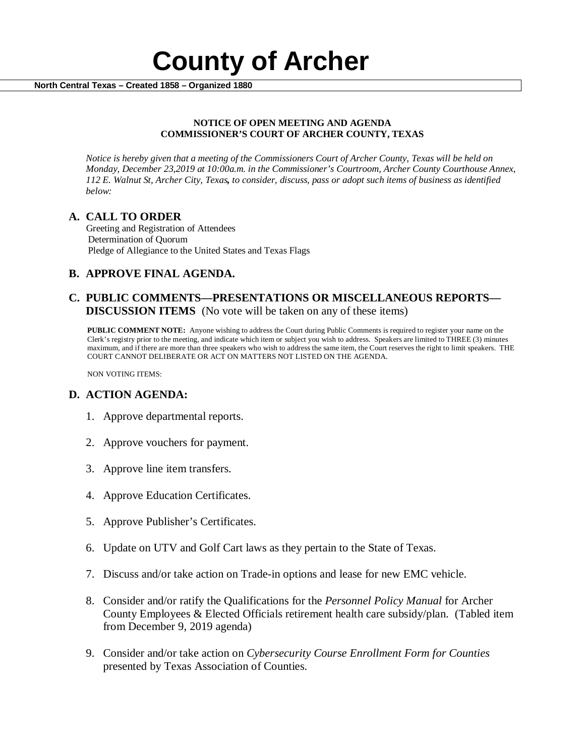# County of Archer

**North Central Texas – Created 1858 – Organized 1880**

**NOTICE OF OPEN MEETING AND AGENDA**
**COMMISSIONER'S COURT OF ARCHER COUNTY, TEXAS**

*Notice is hereby given that a meeting of the Commissioners Court of Archer County, Texas will be held on Monday, December 23,2019 at 10:00a.m. in the Commissioner's Courtroom, Archer County Courthouse Annex, 112 E. Walnut St, Archer City, Texas, to consider, discuss, pass or adopt such items of business as identified below:*

## A. CALL TO ORDER

Greeting and Registration of Attendees
Determination of Quorum
Pledge of Allegiance to the United States and Texas Flags

## B. APPROVE FINAL AGENDA.

## C. PUBLIC COMMENTS—PRESENTATIONS OR MISCELLANEOUS REPORTS—DISCUSSION ITEMS (No vote will be taken on any of these items)

**PUBLIC COMMENT NOTE:** Anyone wishing to address the Court during Public Comments is required to register your name on the Clerk's registry prior to the meeting, and indicate which item or subject you wish to address. Speakers are limited to THREE (3) minutes maximum, and if there are more than three speakers who wish to address the same item, the Court reserves the right to limit speakers. THE COURT CANNOT DELIBERATE OR ACT ON MATTERS NOT LISTED ON THE AGENDA.

NON VOTING ITEMS:

## D. ACTION AGENDA:

1. Approve departmental reports.
2. Approve vouchers for payment.
3. Approve line item transfers.
4. Approve Education Certificates.
5. Approve Publisher's Certificates.
6. Update on UTV and Golf Cart laws as they pertain to the State of Texas.
7. Discuss and/or take action on Trade-in options and lease for new EMC vehicle.
8. Consider and/or ratify the Qualifications for the *Personnel Policy Manual* for Archer County Employees & Elected Officials retirement health care subsidy/plan. (Tabled item from December 9, 2019 agenda)
9. Consider and/or take action on *Cybersecurity Course Enrollment Form for Counties* presented by Texas Association of Counties.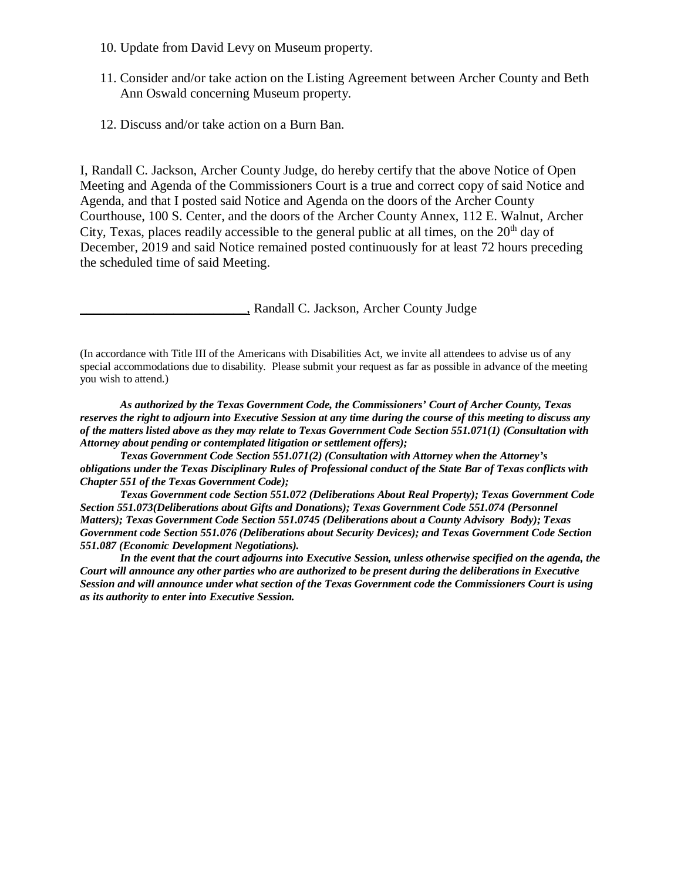10. Update from David Levy on Museum property.

11. Consider and/or take action on the Listing Agreement between Archer County and Beth Ann Oswald concerning Museum property.

12. Discuss and/or take action on a Burn Ban.

I, Randall C. Jackson, Archer County Judge, do hereby certify that the above Notice of Open Meeting and Agenda of the Commissioners Court is a true and correct copy of said Notice and Agenda, and that I posted said Notice and Agenda on the doors of the Archer County Courthouse, 100 S. Center, and the doors of the Archer County Annex, 112 E. Walnut, Archer City, Texas, places readily accessible to the general public at all times, on the 20th day of December, 2019 and said Notice remained posted continuously for at least 72 hours preceding the scheduled time of said Meeting.

__________________________, Randall C. Jackson, Archer County Judge

(In accordance with Title III of the Americans with Disabilities Act, we invite all attendees to advise us of any special accommodations due to disability. Please submit your request as far as possible in advance of the meeting you wish to attend.)

***As authorized by the Texas Government Code, the Commissioners' Court of Archer County, Texas reserves the right to adjourn into Executive Session at any time during the course of this meeting to discuss any of the matters listed above as they may relate to Texas Government Code Section 551.071(1) (Consultation with Attorney about pending or contemplated litigation or settlement offers);***

***Texas Government Code Section 551.071(2) (Consultation with Attorney when the Attorney's obligations under the Texas Disciplinary Rules of Professional conduct of the State Bar of Texas conflicts with Chapter 551 of the Texas Government Code);***

***Texas Government code Section 551.072 (Deliberations About Real Property); Texas Government Code Section 551.073(Deliberations about Gifts and Donations); Texas Government Code 551.074 (Personnel Matters); Texas Government Code Section 551.0745 (Deliberations about a County Advisory Body); Texas Government code Section 551.076 (Deliberations about Security Devices); and Texas Government Code Section 551.087 (Economic Development Negotiations).***

***In the event that the court adjourns into Executive Session, unless otherwise specified on the agenda, the Court will announce any other parties who are authorized to be present during the deliberations in Executive Session and will announce under what section of the Texas Government code the Commissioners Court is using as its authority to enter into Executive Session.***